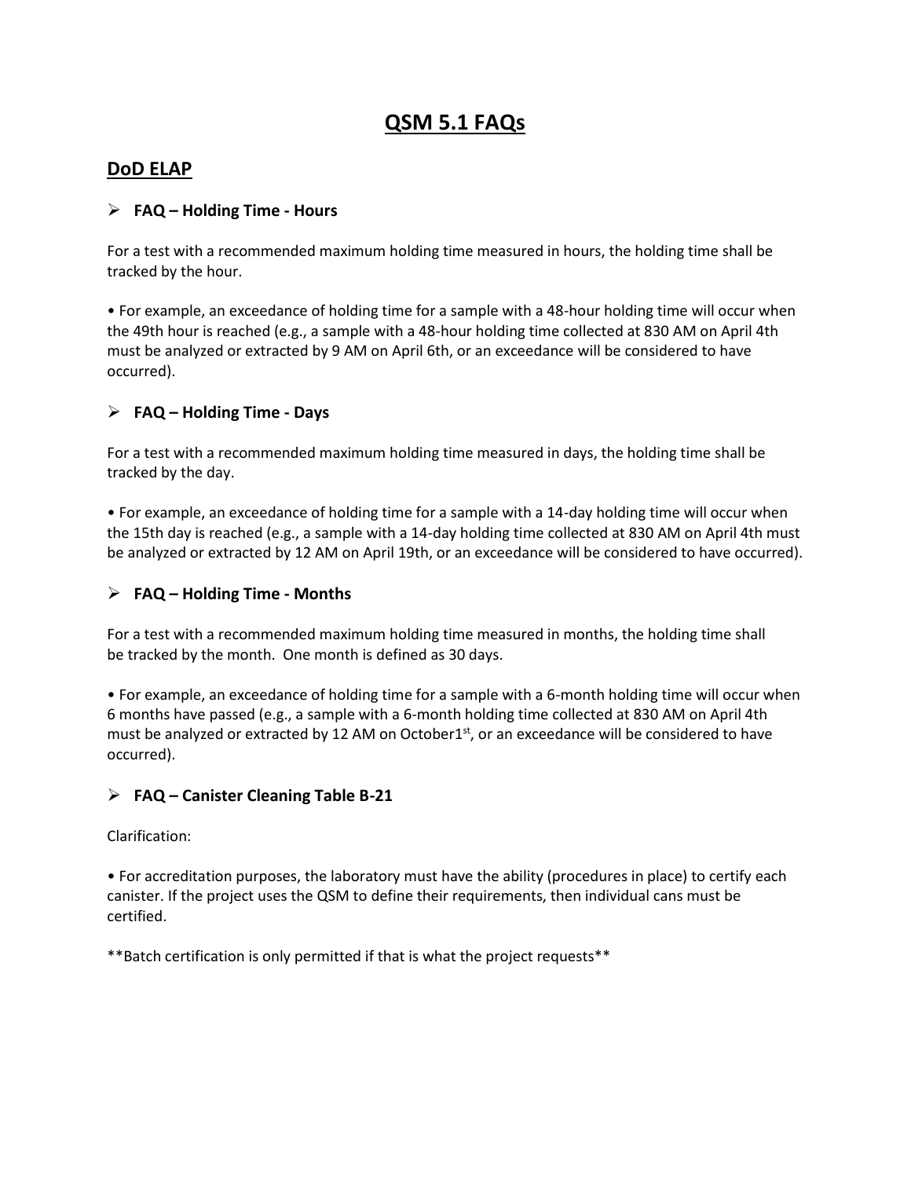# QSM 5.1 FAQs

## DoD ELAP

- **FAQ – Holding Time - Hours**

For a test with a recommended maximum holding time measured in hours, the holding time shall be tracked by the hour.

• For example, an exceedance of holding time for a sample with a 48-hour holding time will occur when the 49th hour is reached (e.g., a sample with a 48-hour holding time collected at 830 AM on April 4th must be analyzed or extracted by 9 AM on April 6th, or an exceedance will be considered to have occurred).

- **FAQ – Holding Time - Days**

For a test with a recommended maximum holding time measured in days, the holding time shall be tracked by the day.

• For example, an exceedance of holding time for a sample with a 14-day holding time will occur when the 15th day is reached (e.g., a sample with a 14-day holding time collected at 830 AM on April 4th must be analyzed or extracted by 12 AM on April 19th, or an exceedance will be considered to have occurred).

- **FAQ – Holding Time - Months**

For a test with a recommended maximum holding time measured in months, the holding time shall be tracked by the month. One month is defined as 30 days.

• For example, an exceedance of holding time for a sample with a 6-month holding time will occur when 6 months have passed (e.g., a sample with a 6-month holding time collected at 830 AM on April 4th must be analyzed or extracted by 12 AM on October1st, or an exceedance will be considered to have occurred).

- **FAQ – Canister Cleaning Table B-21**

Clarification:

• For accreditation purposes, the laboratory must have the ability (procedures in place) to certify each canister. If the project uses the QSM to define their requirements, then individual cans must be certified.

**Batch certification is only permitted if that is what the project requests**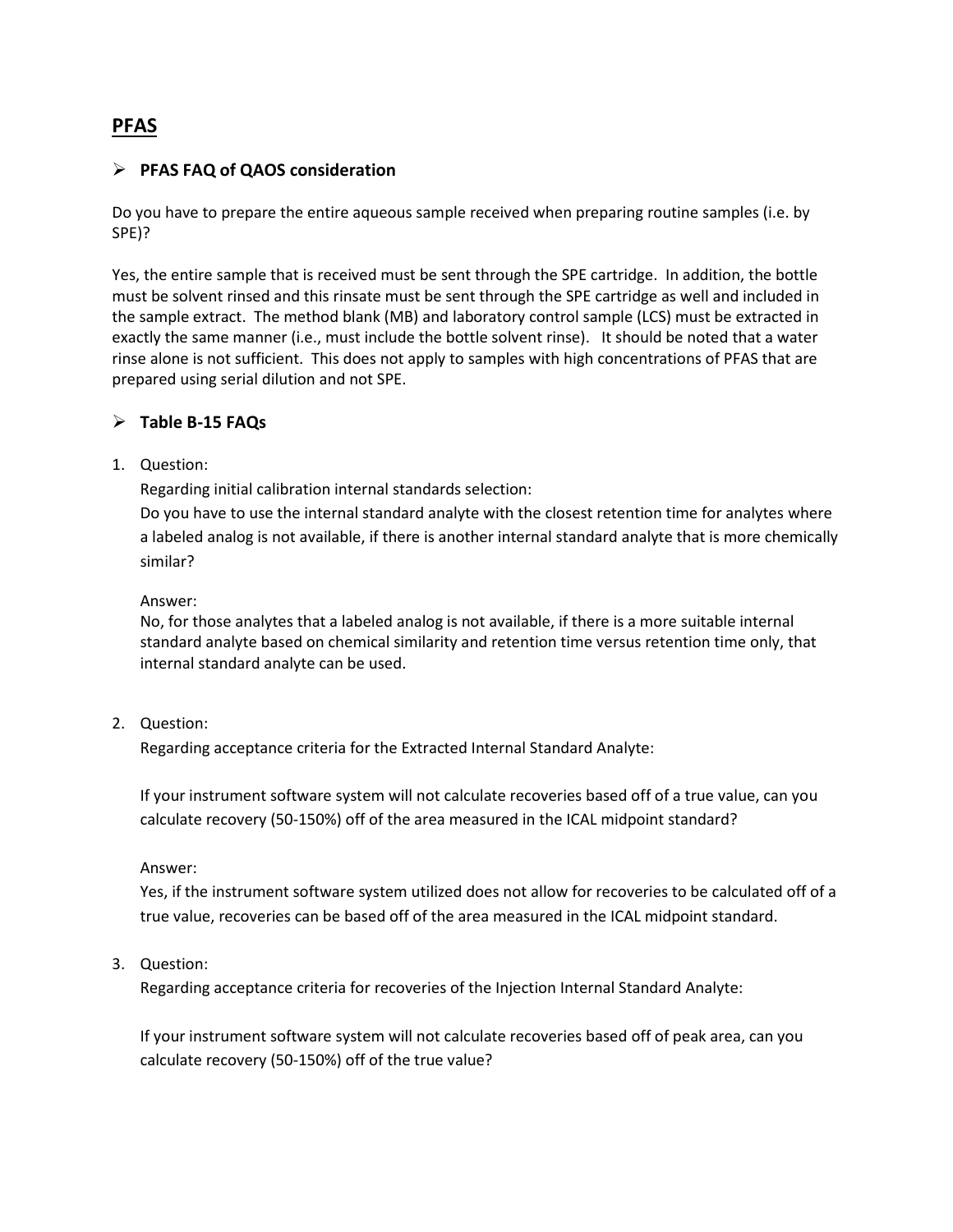## PFAS

- **PFAS FAQ of QAOS consideration**

Do you have to prepare the entire aqueous sample received when preparing routine samples (i.e. by SPE)?

Yes, the entire sample that is received must be sent through the SPE cartridge. In addition, the bottle must be solvent rinsed and this rinsate must be sent through the SPE cartridge as well and included in the sample extract. The method blank (MB) and laboratory control sample (LCS) must be extracted in exactly the same manner (i.e., must include the bottle solvent rinse). It should be noted that a water rinse alone is not sufficient. This does not apply to samples with high concentrations of PFAS that are prepared using serial dilution and not SPE.

- **Table B-15 FAQs**

1. Question:

   Regarding initial calibration internal standards selection:

   Do you have to use the internal standard analyte with the closest retention time for analytes where a labeled analog is not available, if there is another internal standard analyte that is more chemically similar?

   Answer:

   No, for those analytes that a labeled analog is not available, if there is a more suitable internal standard analyte based on chemical similarity and retention time versus retention time only, that internal standard analyte can be used.

2. Question:

   Regarding acceptance criteria for the Extracted Internal Standard Analyte:

   If your instrument software system will not calculate recoveries based off of a true value, can you calculate recovery (50-150%) off of the area measured in the ICAL midpoint standard?

   Answer:

   Yes, if the instrument software system utilized does not allow for recoveries to be calculated off of a true value, recoveries can be based off of the area measured in the ICAL midpoint standard.

3. Question:

   Regarding acceptance criteria for recoveries of the Injection Internal Standard Analyte:

   If your instrument software system will not calculate recoveries based off of peak area, can you calculate recovery (50-150%) off of the true value?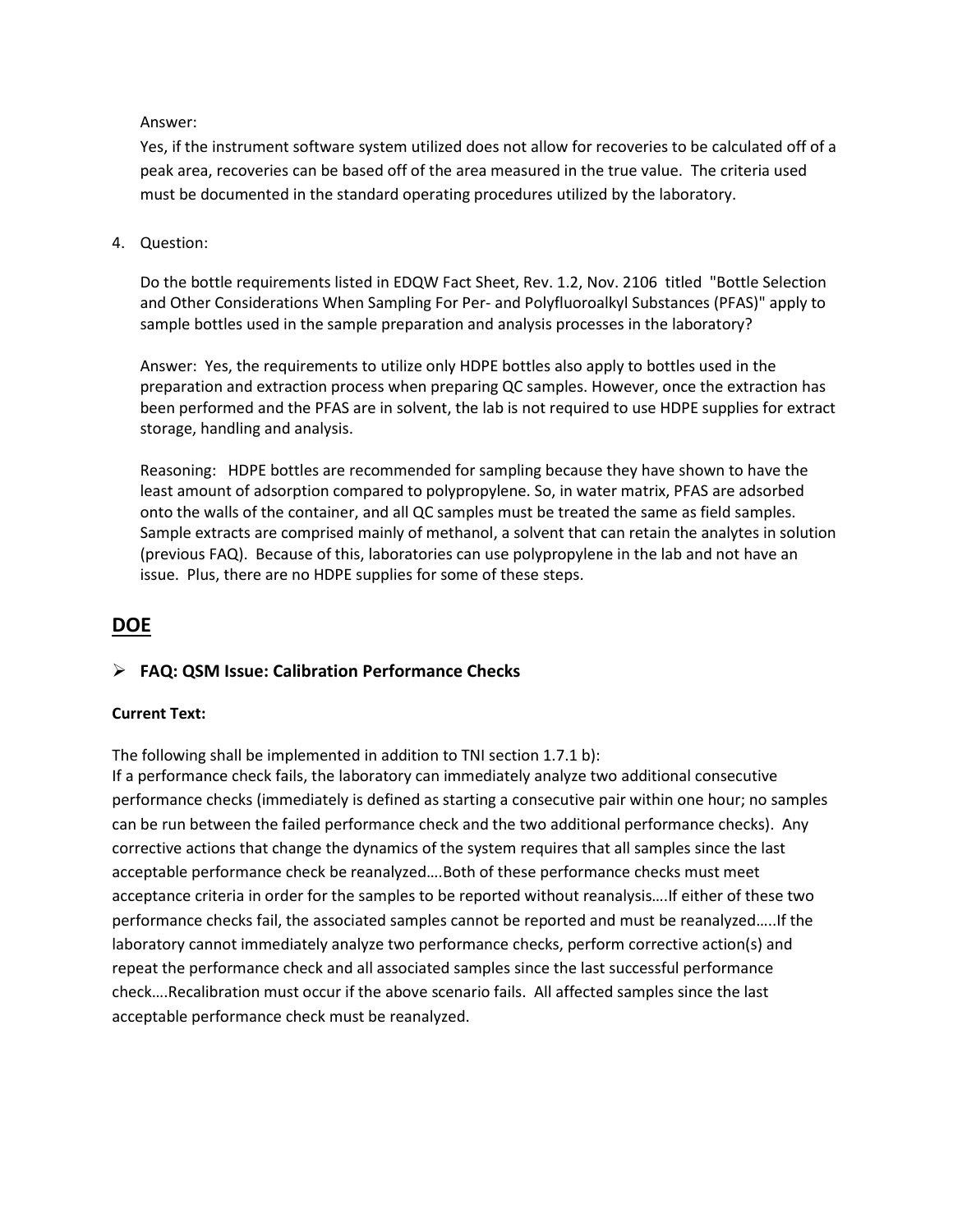Answer:

Yes, if the instrument software system utilized does not allow for recoveries to be calculated off of a peak area, recoveries can be based off of the area measured in the true value. The criteria used must be documented in the standard operating procedures utilized by the laboratory.

4. Question:

   Do the bottle requirements listed in EDQW Fact Sheet, Rev. 1.2, Nov. 2106 titled "Bottle Selection and Other Considerations When Sampling For Per- and Polyfluoroalkyl Substances (PFAS)" apply to sample bottles used in the sample preparation and analysis processes in the laboratory?

   Answer: Yes, the requirements to utilize only HDPE bottles also apply to bottles used in the preparation and extraction process when preparing QC samples. However, once the extraction has been performed and the PFAS are in solvent, the lab is not required to use HDPE supplies for extract storage, handling and analysis.

   Reasoning: HDPE bottles are recommended for sampling because they have shown to have the least amount of adsorption compared to polypropylene. So, in water matrix, PFAS are adsorbed onto the walls of the container, and all QC samples must be treated the same as field samples. Sample extracts are comprised mainly of methanol, a solvent that can retain the analytes in solution (previous FAQ). Because of this, laboratories can use polypropylene in the lab and not have an issue. Plus, there are no HDPE supplies for some of these steps.

## DOE

- **FAQ: QSM Issue: Calibration Performance Checks**

**Current Text:**

The following shall be implemented in addition to TNI section 1.7.1 b):
If a performance check fails, the laboratory can immediately analyze two additional consecutive performance checks (immediately is defined as starting a consecutive pair within one hour; no samples can be run between the failed performance check and the two additional performance checks). Any corrective actions that change the dynamics of the system requires that all samples since the last acceptable performance check be reanalyzed….Both of these performance checks must meet acceptance criteria in order for the samples to be reported without reanalysis….If either of these two performance checks fail, the associated samples cannot be reported and must be reanalyzed…..If the laboratory cannot immediately analyze two performance checks, perform corrective action(s) and repeat the performance check and all associated samples since the last successful performance check….Recalibration must occur if the above scenario fails. All affected samples since the last acceptable performance check must be reanalyzed.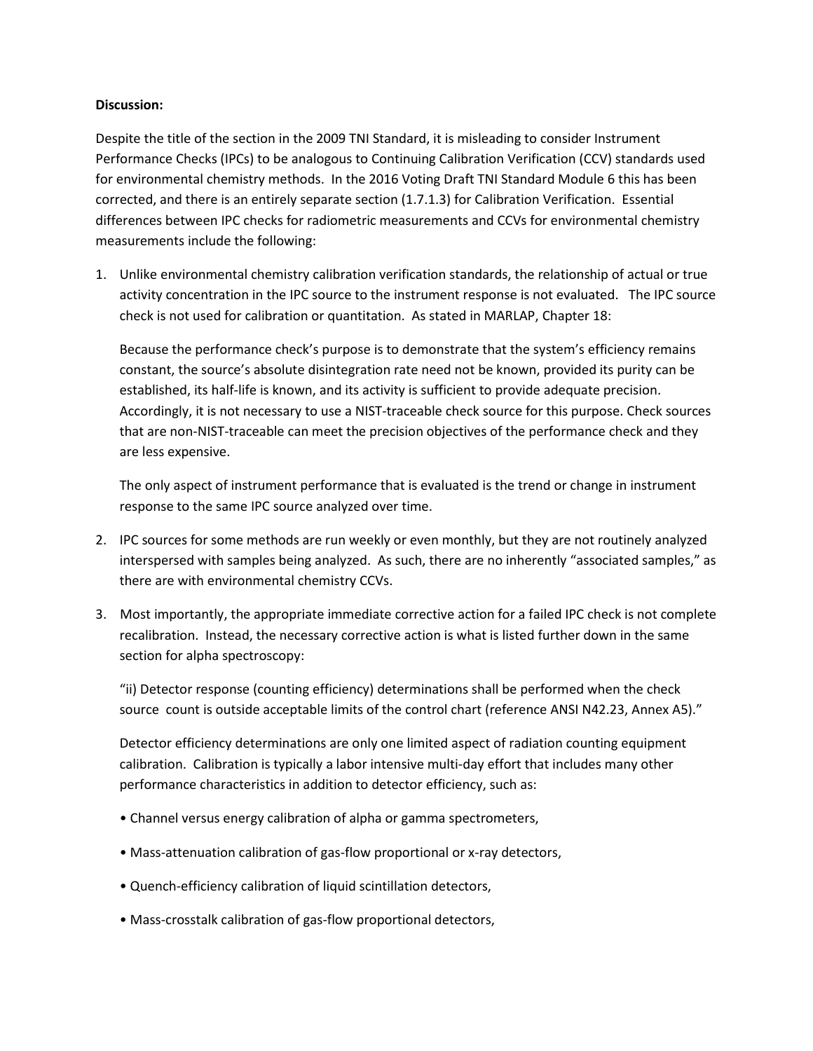**Discussion:**

Despite the title of the section in the 2009 TNI Standard, it is misleading to consider Instrument Performance Checks (IPCs) to be analogous to Continuing Calibration Verification (CCV) standards used for environmental chemistry methods. In the 2016 Voting Draft TNI Standard Module 6 this has been corrected, and there is an entirely separate section (1.7.1.3) for Calibration Verification. Essential differences between IPC checks for radiometric measurements and CCVs for environmental chemistry measurements include the following:

1. Unlike environmental chemistry calibration verification standards, the relationship of actual or true activity concentration in the IPC source to the instrument response is not evaluated. The IPC source check is not used for calibration or quantitation. As stated in MARLAP, Chapter 18:

   Because the performance check's purpose is to demonstrate that the system's efficiency remains constant, the source's absolute disintegration rate need not be known, provided its purity can be established, its half-life is known, and its activity is sufficient to provide adequate precision. Accordingly, it is not necessary to use a NIST-traceable check source for this purpose. Check sources that are non-NIST-traceable can meet the precision objectives of the performance check and they are less expensive.

   The only aspect of instrument performance that is evaluated is the trend or change in instrument response to the same IPC source analyzed over time.

2. IPC sources for some methods are run weekly or even monthly, but they are not routinely analyzed interspersed with samples being analyzed. As such, there are no inherently "associated samples," as there are with environmental chemistry CCVs.

3. Most importantly, the appropriate immediate corrective action for a failed IPC check is not complete recalibration. Instead, the necessary corrective action is what is listed further down in the same section for alpha spectroscopy:

   "ii) Detector response (counting efficiency) determinations shall be performed when the check source count is outside acceptable limits of the control chart (reference ANSI N42.23, Annex A5)."

   Detector efficiency determinations are only one limited aspect of radiation counting equipment calibration. Calibration is typically a labor intensive multi-day effort that includes many other performance characteristics in addition to detector efficiency, such as:

   - Channel versus energy calibration of alpha or gamma spectrometers,
   - Mass-attenuation calibration of gas-flow proportional or x-ray detectors,
   - Quench-efficiency calibration of liquid scintillation detectors,
   - Mass-crosstalk calibration of gas-flow proportional detectors,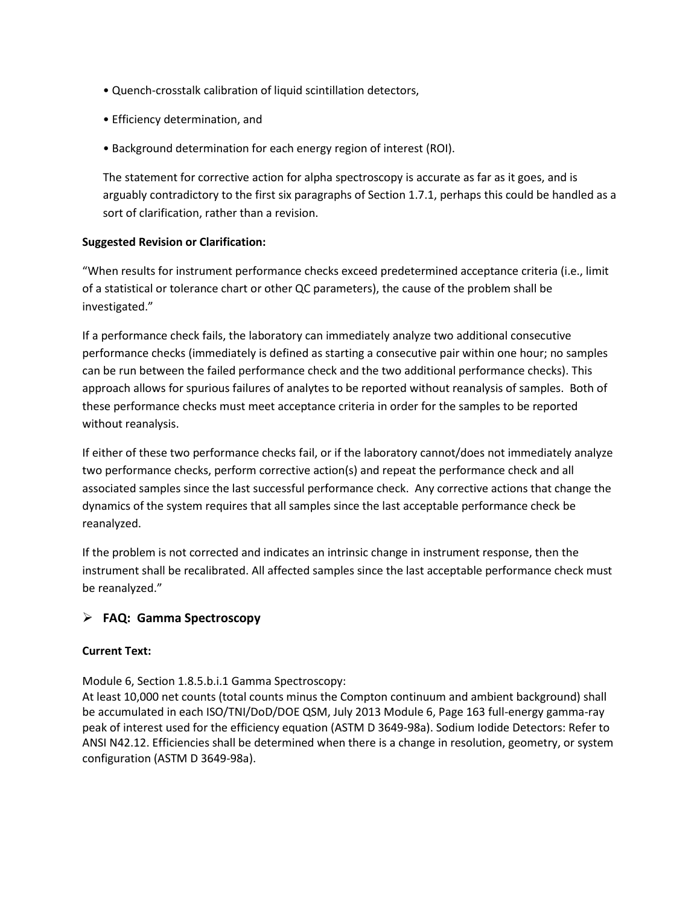- Quench-crosstalk calibration of liquid scintillation detectors,
- Efficiency determination, and
- Background determination for each energy region of interest (ROI).

The statement for corrective action for alpha spectroscopy is accurate as far as it goes, and is arguably contradictory to the first six paragraphs of Section 1.7.1, perhaps this could be handled as a sort of clarification, rather than a revision.

**Suggested Revision or Clarification:**

"When results for instrument performance checks exceed predetermined acceptance criteria (i.e., limit of a statistical or tolerance chart or other QC parameters), the cause of the problem shall be investigated."

If a performance check fails, the laboratory can immediately analyze two additional consecutive performance checks (immediately is defined as starting a consecutive pair within one hour; no samples can be run between the failed performance check and the two additional performance checks). This approach allows for spurious failures of analytes to be reported without reanalysis of samples. Both of these performance checks must meet acceptance criteria in order for the samples to be reported without reanalysis.

If either of these two performance checks fail, or if the laboratory cannot/does not immediately analyze two performance checks, perform corrective action(s) and repeat the performance check and all associated samples since the last successful performance check. Any corrective actions that change the dynamics of the system requires that all samples since the last acceptable performance check be reanalyzed.

If the problem is not corrected and indicates an intrinsic change in instrument response, then the instrument shall be recalibrated. All affected samples since the last acceptable performance check must be reanalyzed."

## FAQ: Gamma Spectroscopy

**Current Text:**

Module 6, Section 1.8.5.b.i.1 Gamma Spectroscopy:
At least 10,000 net counts (total counts minus the Compton continuum and ambient background) shall be accumulated in each ISO/TNI/DoD/DOE QSM, July 2013 Module 6, Page 163 full-energy gamma-ray peak of interest used for the efficiency equation (ASTM D 3649-98a). Sodium Iodide Detectors: Refer to ANSI N42.12. Efficiencies shall be determined when there is a change in resolution, geometry, or system configuration (ASTM D 3649-98a).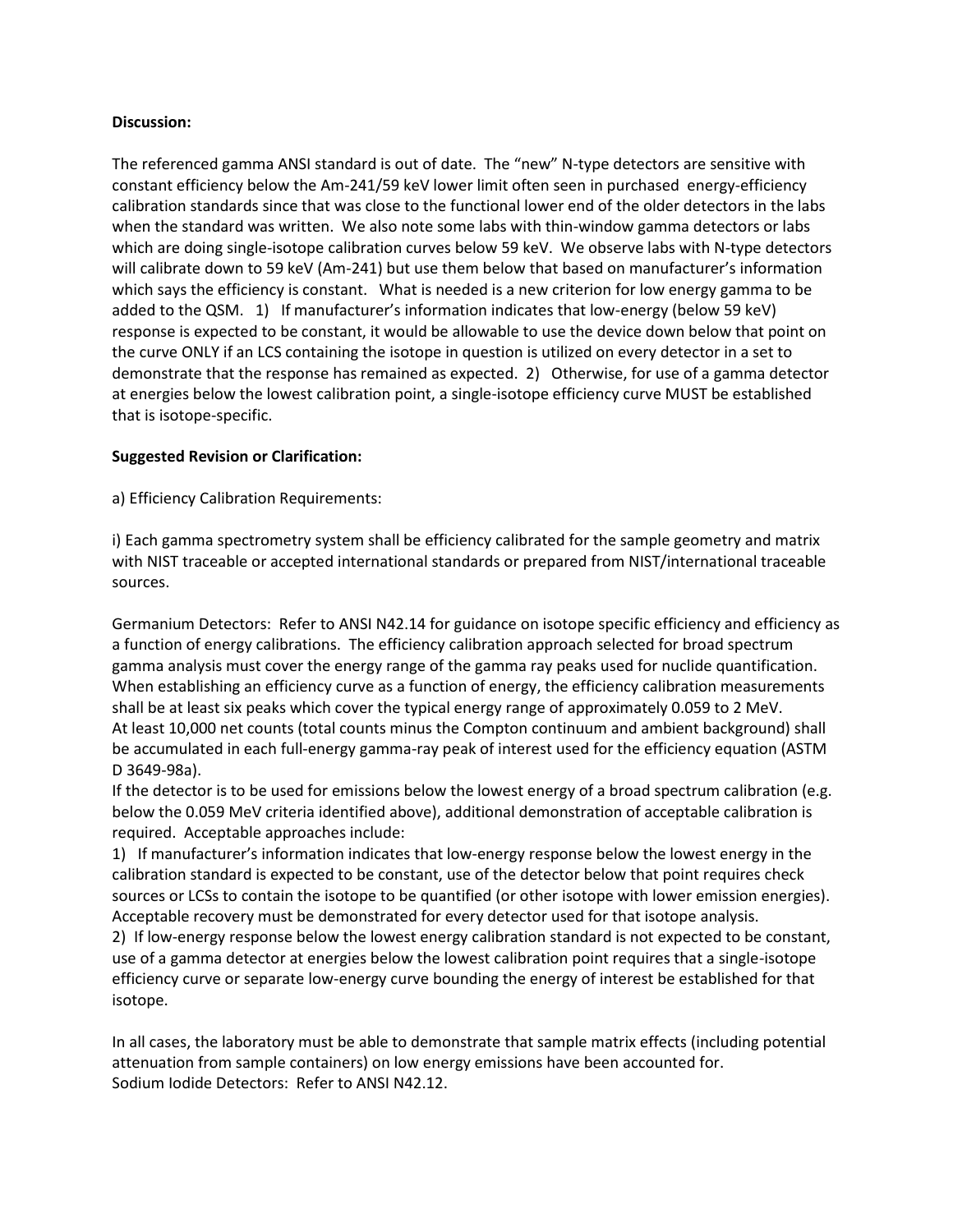**Discussion:**

The referenced gamma ANSI standard is out of date. The "new" N-type detectors are sensitive with constant efficiency below the Am-241/59 keV lower limit often seen in purchased energy-efficiency calibration standards since that was close to the functional lower end of the older detectors in the labs when the standard was written. We also note some labs with thin-window gamma detectors or labs which are doing single-isotope calibration curves below 59 keV. We observe labs with N-type detectors will calibrate down to 59 keV (Am-241) but use them below that based on manufacturer's information which says the efficiency is constant. What is needed is a new criterion for low energy gamma to be added to the QSM. 1) If manufacturer's information indicates that low-energy (below 59 keV) response is expected to be constant, it would be allowable to use the device down below that point on the curve ONLY if an LCS containing the isotope in question is utilized on every detector in a set to demonstrate that the response has remained as expected. 2) Otherwise, for use of a gamma detector at energies below the lowest calibration point, a single-isotope efficiency curve MUST be established that is isotope-specific.

**Suggested Revision or Clarification:**

a) Efficiency Calibration Requirements:

i) Each gamma spectrometry system shall be efficiency calibrated for the sample geometry and matrix with NIST traceable or accepted international standards or prepared from NIST/international traceable sources.

Germanium Detectors: Refer to ANSI N42.14 for guidance on isotope specific efficiency and efficiency as a function of energy calibrations. The efficiency calibration approach selected for broad spectrum gamma analysis must cover the energy range of the gamma ray peaks used for nuclide quantification. When establishing an efficiency curve as a function of energy, the efficiency calibration measurements shall be at least six peaks which cover the typical energy range of approximately 0.059 to 2 MeV. At least 10,000 net counts (total counts minus the Compton continuum and ambient background) shall be accumulated in each full-energy gamma-ray peak of interest used for the efficiency equation (ASTM D 3649-98a).

If the detector is to be used for emissions below the lowest energy of a broad spectrum calibration (e.g. below the 0.059 MeV criteria identified above), additional demonstration of acceptable calibration is required. Acceptable approaches include:

1) If manufacturer's information indicates that low-energy response below the lowest energy in the calibration standard is expected to be constant, use of the detector below that point requires check sources or LCSs to contain the isotope to be quantified (or other isotope with lower emission energies). Acceptable recovery must be demonstrated for every detector used for that isotope analysis.

2) If low-energy response below the lowest energy calibration standard is not expected to be constant, use of a gamma detector at energies below the lowest calibration point requires that a single-isotope efficiency curve or separate low-energy curve bounding the energy of interest be established for that isotope.

In all cases, the laboratory must be able to demonstrate that sample matrix effects (including potential attenuation from sample containers) on low energy emissions have been accounted for.

Sodium Iodide Detectors: Refer to ANSI N42.12.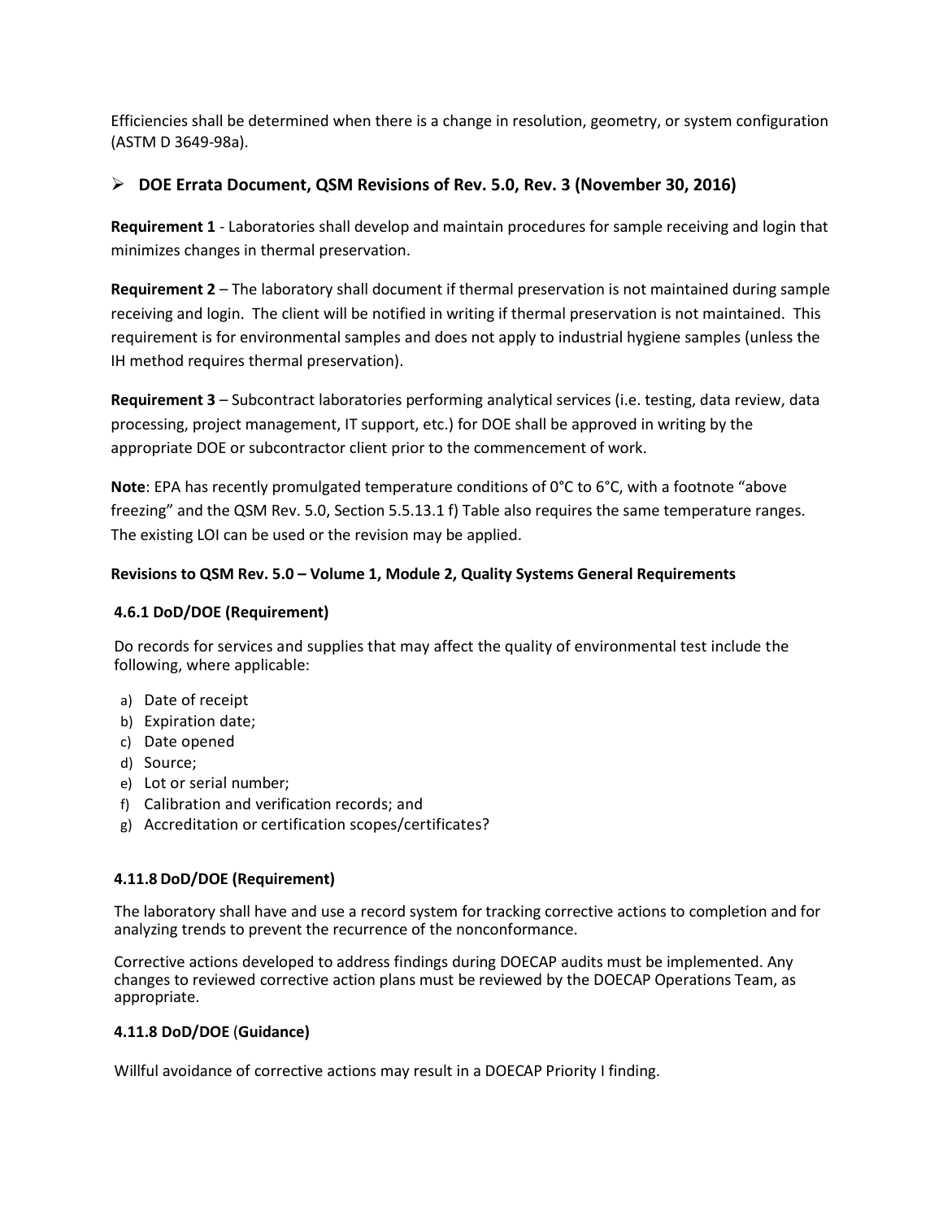Efficiencies shall be determined when there is a change in resolution, geometry, or system configuration (ASTM D 3649-98a).

- **DOE Errata Document, QSM Revisions of Rev. 5.0, Rev. 3 (November 30, 2016)**

**Requirement 1** - Laboratories shall develop and maintain procedures for sample receiving and login that minimizes changes in thermal preservation.

**Requirement 2** – The laboratory shall document if thermal preservation is not maintained during sample receiving and login. The client will be notified in writing if thermal preservation is not maintained. This requirement is for environmental samples and does not apply to industrial hygiene samples (unless the IH method requires thermal preservation).

**Requirement 3** – Subcontract laboratories performing analytical services (i.e. testing, data review, data processing, project management, IT support, etc.) for DOE shall be approved in writing by the appropriate DOE or subcontractor client prior to the commencement of work.

**Note**: EPA has recently promulgated temperature conditions of 0°C to 6°C, with a footnote "above freezing" and the QSM Rev. 5.0, Section 5.5.13.1 f) Table also requires the same temperature ranges. The existing LOI can be used or the revision may be applied.

**Revisions to QSM Rev. 5.0 – Volume 1, Module 2, Quality Systems General Requirements**

**4.6.1 DoD/DOE (Requirement)**

Do records for services and supplies that may affect the quality of environmental test include the following, where applicable:

a) Date of receipt
b) Expiration date;
c) Date opened
d) Source;
e) Lot or serial number;
f) Calibration and verification records; and
g) Accreditation or certification scopes/certificates?

**4.11.8 DoD/DOE (Requirement)**

The laboratory shall have and use a record system for tracking corrective actions to completion and for analyzing trends to prevent the recurrence of the nonconformance.

Corrective actions developed to address findings during DOECAP audits must be implemented. Any changes to reviewed corrective action plans must be reviewed by the DOECAP Operations Team, as appropriate.

**4.11.8 DoD/DOE (Guidance)**

Willful avoidance of corrective actions may result in a DOECAP Priority I finding.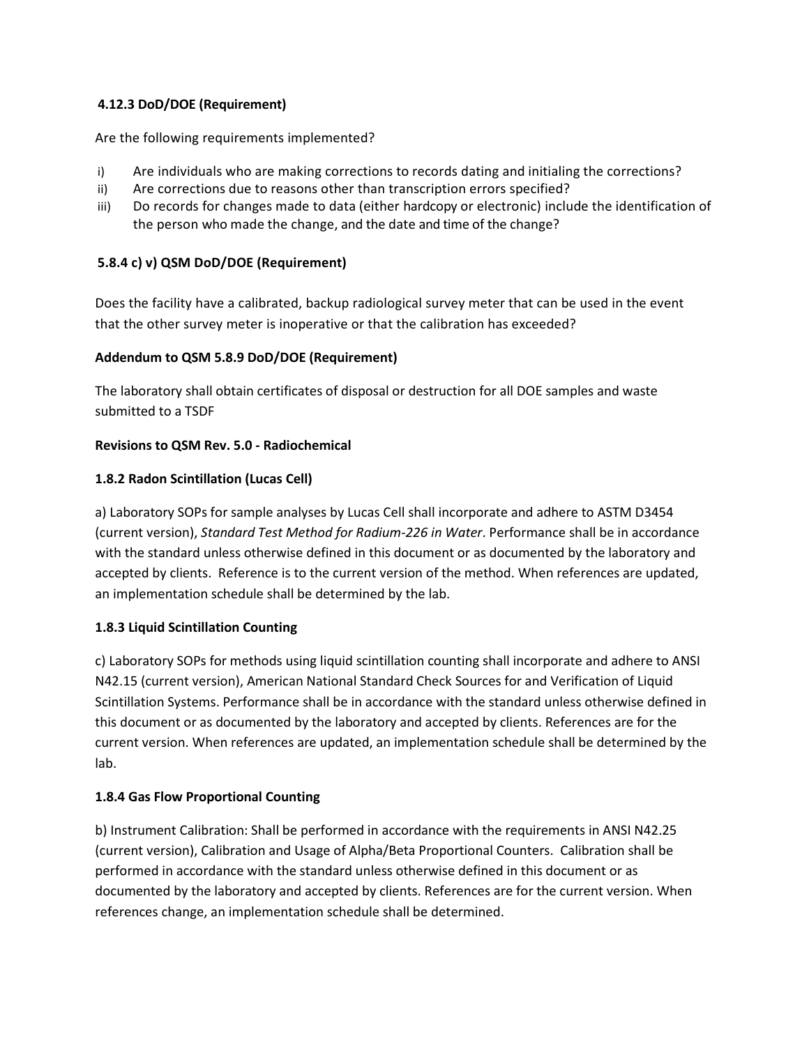**4.12.3 DoD/DOE (Requirement)**

Are the following requirements implemented?

i) Are individuals who are making corrections to records dating and initialing the corrections?
ii) Are corrections due to reasons other than transcription errors specified?
iii) Do records for changes made to data (either hardcopy or electronic) include the identification of the person who made the change, and the date and time of the change?

**5.8.4 c) v) QSM DoD/DOE (Requirement)**

Does the facility have a calibrated, backup radiological survey meter that can be used in the event that the other survey meter is inoperative or that the calibration has exceeded?

**Addendum to QSM 5.8.9 DoD/DOE (Requirement)**

The laboratory shall obtain certificates of disposal or destruction for all DOE samples and waste submitted to a TSDF

**Revisions to QSM Rev. 5.0 - Radiochemical**

**1.8.2 Radon Scintillation (Lucas Cell)**

a) Laboratory SOPs for sample analyses by Lucas Cell shall incorporate and adhere to ASTM D3454 (current version), *Standard Test Method for Radium-226 in Water.* Performance shall be in accordance with the standard unless otherwise defined in this document or as documented by the laboratory and accepted by clients. Reference is to the current version of the method. When references are updated, an implementation schedule shall be determined by the lab.

**1.8.3 Liquid Scintillation Counting**

c) Laboratory SOPs for methods using liquid scintillation counting shall incorporate and adhere to ANSI N42.15 (current version), American National Standard Check Sources for and Verification of Liquid Scintillation Systems. Performance shall be in accordance with the standard unless otherwise defined in this document or as documented by the laboratory and accepted by clients. References are for the current version. When references are updated, an implementation schedule shall be determined by the lab.

**1.8.4 Gas Flow Proportional Counting**

b) Instrument Calibration: Shall be performed in accordance with the requirements in ANSI N42.25 (current version), Calibration and Usage of Alpha/Beta Proportional Counters. Calibration shall be performed in accordance with the standard unless otherwise defined in this document or as documented by the laboratory and accepted by clients. References are for the current version. When references change, an implementation schedule shall be determined.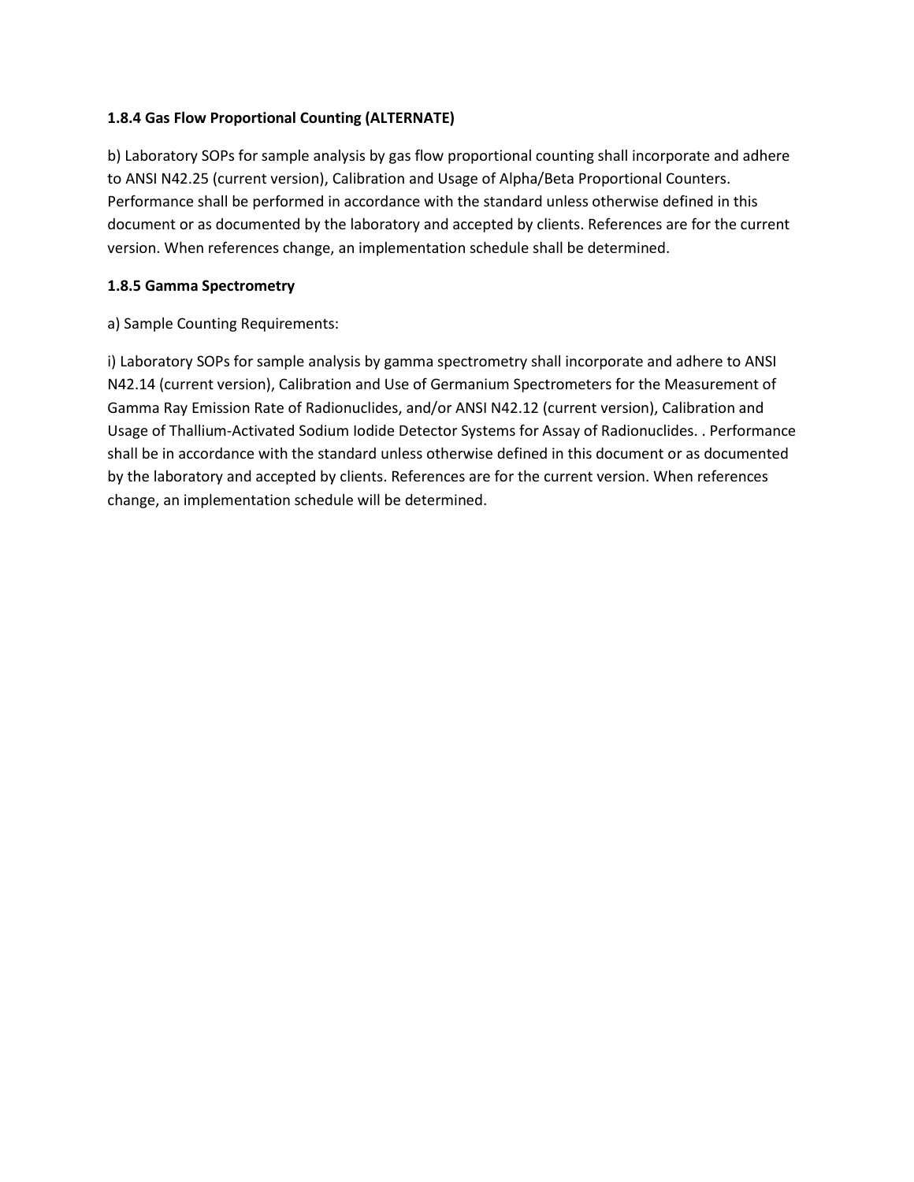**1.8.4 Gas Flow Proportional Counting (ALTERNATE)**

b) Laboratory SOPs for sample analysis by gas flow proportional counting shall incorporate and adhere to ANSI N42.25 (current version), Calibration and Usage of Alpha/Beta Proportional Counters. Performance shall be performed in accordance with the standard unless otherwise defined in this document or as documented by the laboratory and accepted by clients. References are for the current version. When references change, an implementation schedule shall be determined.

**1.8.5 Gamma Spectrometry**

a) Sample Counting Requirements:

i) Laboratory SOPs for sample analysis by gamma spectrometry shall incorporate and adhere to ANSI N42.14 (current version), Calibration and Use of Germanium Spectrometers for the Measurement of Gamma Ray Emission Rate of Radionuclides, and/or ANSI N42.12 (current version), Calibration and Usage of Thallium-Activated Sodium Iodide Detector Systems for Assay of Radionuclides. . Performance shall be in accordance with the standard unless otherwise defined in this document or as documented by the laboratory and accepted by clients. References are for the current version. When references change, an implementation schedule will be determined.